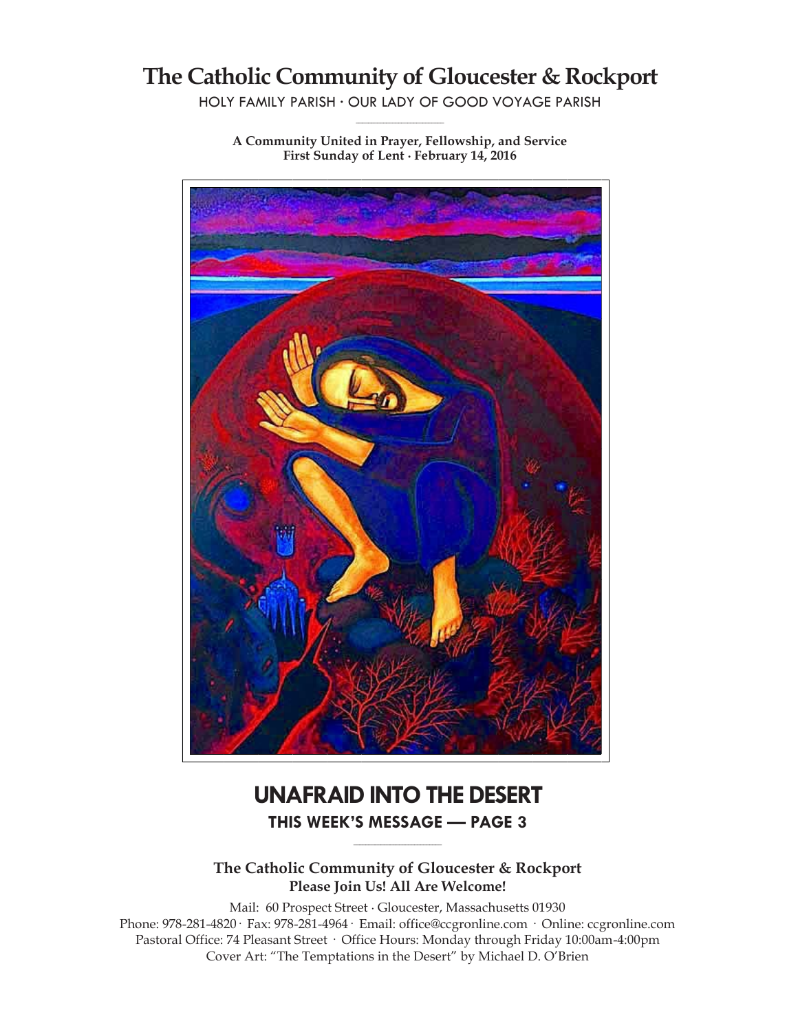# The Catholic Community of Gloucester & Rockport

HOLY FAMILY PARISH · OUR LADY OF GOOD VOYAGE PARISH

**A Community United in Prayer, Fellowship, and Service**
**First Sunday of Lent · February 14, 2016**

## UNAFRAID INTO THE DESERT

### THIS WEEK'S MESSAGE — PAGE 3

**The Catholic Community of Gloucester & Rockport**
**Please Join Us! All Are Welcome!**

Mail: 60 Prospect Street · Gloucester, Massachusetts 01930
Phone: 978-281-4820 · Fax: 978-281-4964 · Email: office@ccgronline.com · Online: ccgronline.com
Pastoral Office: 74 Pleasant Street · Office Hours: Monday through Friday 10:00am-4:00pm
Cover Art: "The Temptations in the Desert" by Michael D. O'Brien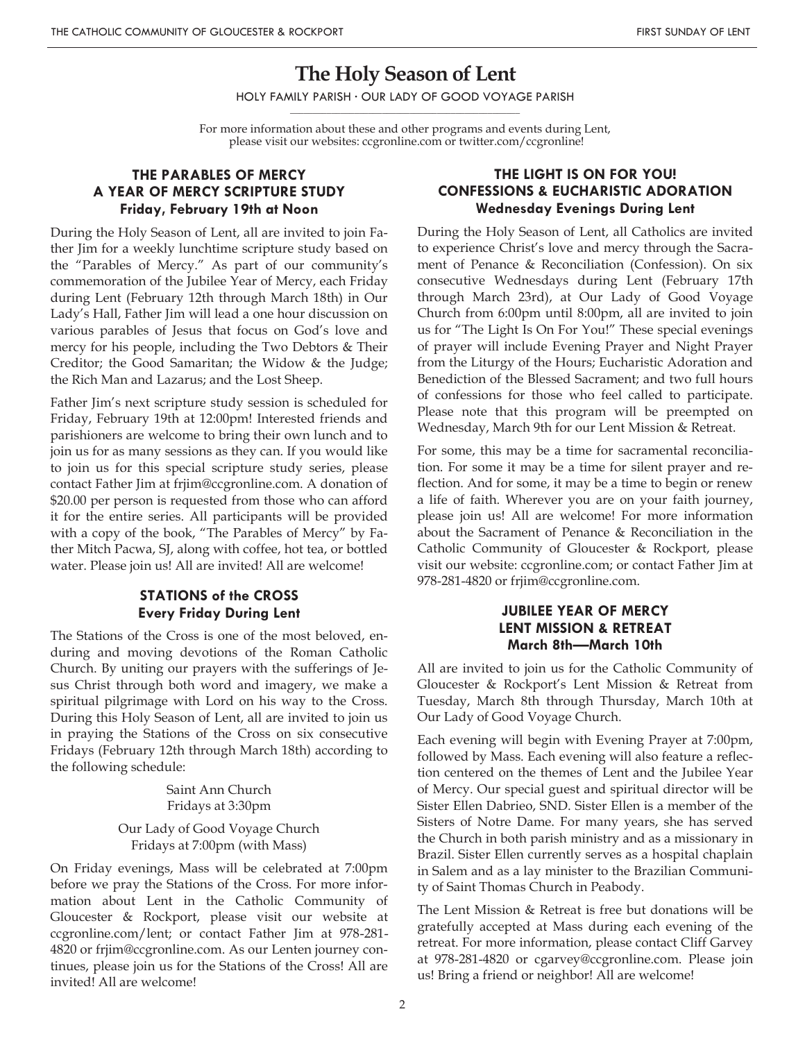# The Holy Season of Lent

HOLY FAMILY PARISH · OUR LADY OF GOOD VOYAGE PARISH

For more information about these and other programs and events during Lent, please visit our websites: ccgronline.com or twitter.com/ccgronline!

## THE PARABLES OF MERCY A YEAR OF MERCY SCRIPTURE STUDY

**Friday, February 19th at Noon**

During the Holy Season of Lent, all are invited to join Father Jim for a weekly lunchtime scripture study based on the "Parables of Mercy." As part of our community's commemoration of the Jubilee Year of Mercy, each Friday during Lent (February 12th through March 18th) in Our Lady's Hall, Father Jim will lead a one hour discussion on various parables of Jesus that focus on God's love and mercy for his people, including the Two Debtors & Their Creditor; the Good Samaritan; the Widow & the Judge; the Rich Man and Lazarus; and the Lost Sheep.

Father Jim's next scripture study session is scheduled for Friday, February 19th at 12:00pm! Interested friends and parishioners are welcome to bring their own lunch and to join us for as many sessions as they can. If you would like to join us for this special scripture study series, please contact Father Jim at frjim@ccgronline.com. A donation of $20.00 per person is requested from those who can afford it for the entire series. All participants will be provided with a copy of the book, "The Parables of Mercy" by Father Mitch Pacwa, SJ, along with coffee, hot tea, or bottled water. Please join us! All are invited! All are welcome!

## STATIONS of the CROSS

**Every Friday During Lent**

The Stations of the Cross is one of the most beloved, enduring and moving devotions of the Roman Catholic Church. By uniting our prayers with the sufferings of Jesus Christ through both word and imagery, we make a spiritual pilgrimage with Lord on his way to the Cross. During this Holy Season of Lent, all are invited to join us in praying the Stations of the Cross on six consecutive Fridays (February 12th through March 18th) according to the following schedule:

Saint Ann Church
Fridays at 3:30pm

Our Lady of Good Voyage Church
Fridays at 7:00pm (with Mass)

On Friday evenings, Mass will be celebrated at 7:00pm before we pray the Stations of the Cross. For more information about Lent in the Catholic Community of Gloucester & Rockport, please visit our website at ccgronline.com/lent; or contact Father Jim at 978-281-4820 or frjim@ccgronline.com. As our Lenten journey continues, please join us for the Stations of the Cross! All are invited! All are welcome!

## THE LIGHT IS ON FOR YOU! CONFESSIONS & EUCHARISTIC ADORATION

**Wednesday Evenings During Lent**

During the Holy Season of Lent, all Catholics are invited to experience Christ's love and mercy through the Sacrament of Penance & Reconciliation (Confession). On six consecutive Wednesdays during Lent (February 17th through March 23rd), at Our Lady of Good Voyage Church from 6:00pm until 8:00pm, all are invited to join us for "The Light Is On For You!" These special evenings of prayer will include Evening Prayer and Night Prayer from the Liturgy of the Hours; Eucharistic Adoration and Benediction of the Blessed Sacrament; and two full hours of confessions for those who feel called to participate. Please note that this program will be preempted on Wednesday, March 9th for our Lent Mission & Retreat.

For some, this may be a time for sacramental reconciliation. For some it may be a time for silent prayer and reflection. And for some, it may be a time to begin or renew a life of faith. Wherever you are on your faith journey, please join us! All are welcome! For more information about the Sacrament of Penance & Reconciliation in the Catholic Community of Gloucester & Rockport, please visit our website: ccgronline.com; or contact Father Jim at 978-281-4820 or frjim@ccgronline.com.

## JUBILEE YEAR OF MERCY LENT MISSION & RETREAT

**March 8th—March 10th**

All are invited to join us for the Catholic Community of Gloucester & Rockport's Lent Mission & Retreat from Tuesday, March 8th through Thursday, March 10th at Our Lady of Good Voyage Church.

Each evening will begin with Evening Prayer at 7:00pm, followed by Mass. Each evening will also feature a reflection centered on the themes of Lent and the Jubilee Year of Mercy. Our special guest and spiritual director will be Sister Ellen Dabrieo, SND. Sister Ellen is a member of the Sisters of Notre Dame. For many years, she has served the Church in both parish ministry and as a missionary in Brazil. Sister Ellen currently serves as a hospital chaplain in Salem and as a lay minister to the Brazilian Community of Saint Thomas Church in Peabody.

The Lent Mission & Retreat is free but donations will be gratefully accepted at Mass during each evening of the retreat. For more information, please contact Cliff Garvey at 978-281-4820 or cgarvey@ccgronline.com. Please join us! Bring a friend or neighbor! All are welcome!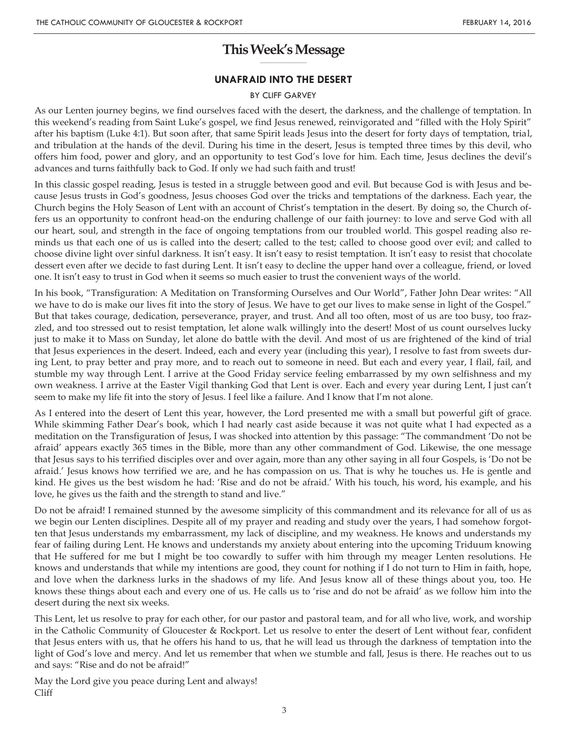# This Week's Message

## UNAFRAID INTO THE DESERT

BY CLIFF GARVEY

As our Lenten journey begins, we find ourselves faced with the desert, the darkness, and the challenge of temptation. In this weekend's reading from Saint Luke's gospel, we find Jesus renewed, reinvigorated and "filled with the Holy Spirit" after his baptism (Luke 4:1). But soon after, that same Spirit leads Jesus into the desert for forty days of temptation, tria1, and tribulation at the hands of the devil. During his time in the desert, Jesus is tempted three times by this devil, who offers him food, power and glory, and an opportunity to test God's love for him. Each time, Jesus declines the devil's advances and turns faithfully back to God. If only we had such faith and trust!

In this classic gospel reading, Jesus is tested in a struggle between good and evil. But because God is with Jesus and because Jesus trusts in God's goodness, Jesus chooses God over the tricks and temptations of the darkness. Each year, the Church begins the Holy Season of Lent with an account of Christ's temptation in the desert. By doing so, the Church offers us an opportunity to confront head-on the enduring challenge of our faith journey: to love and serve God with all our heart, soul, and strength in the face of ongoing temptations from our troubled world. This gospel reading also reminds us that each one of us is called into the desert; called to the test; called to choose good over evil; and called to choose divine light over sinful darkness. It isn't easy. It isn't easy to resist temptation. It isn't easy to resist that chocolate dessert even after we decide to fast during Lent. It isn't easy to decline the upper hand over a colleague, friend, or loved one. It isn't easy to trust in God when it seems so much easier to trust the convenient ways of the world.

In his book, "Transfiguration: A Meditation on Transforming Ourselves and Our World", Father John Dear writes: "All we have to do is make our lives fit into the story of Jesus. We have to get our lives to make sense in light of the Gospel." But that takes courage, dedication, perseverance, prayer, and trust. And all too often, most of us are too busy, too frazzled, and too stressed out to resist temptation, let alone walk willingly into the desert! Most of us count ourselves lucky just to make it to Mass on Sunday, let alone do battle with the devil. And most of us are frightened of the kind of trial that Jesus experiences in the desert. Indeed, each and every year (including this year), I resolve to fast from sweets during Lent, to pray better and pray more, and to reach out to someone in need. But each and every year, I flail, fail, and stumble my way through Lent. I arrive at the Good Friday service feeling embarrassed by my own selfishness and my own weakness. I arrive at the Easter Vigil thanking God that Lent is over. Each and every year during Lent, I just can't seem to make my life fit into the story of Jesus. I feel like a failure. And I know that I'm not alone.

As I entered into the desert of Lent this year, however, the Lord presented me with a small but powerful gift of grace. While skimming Father Dear's book, which I had nearly cast aside because it was not quite what I had expected as a meditation on the Transfiguration of Jesus, I was shocked into attention by this passage: "The commandment 'Do not be afraid' appears exactly 365 times in the Bible, more than any other commandment of God. Likewise, the one message that Jesus says to his terrified disciples over and over again, more than any other saying in all four Gospels, is 'Do not be afraid.' Jesus knows how terrified we are, and he has compassion on us. That is why he touches us. He is gentle and kind. He gives us the best wisdom he had: 'Rise and do not be afraid.' With his touch, his word, his example, and his love, he gives us the faith and the strength to stand and live."

Do not be afraid! I remained stunned by the awesome simplicity of this commandment and its relevance for all of us as we begin our Lenten disciplines. Despite all of my prayer and reading and study over the years, I had somehow forgotten that Jesus understands my embarrassment, my lack of discipline, and my weakness. He knows and understands my fear of failing during Lent. He knows and understands my anxiety about entering into the upcoming Triduum knowing that He suffered for me but I might be too cowardly to suffer with him through my meager Lenten resolutions. He knows and understands that while my intentions are good, they count for nothing if I do not turn to Him in faith, hope, and love when the darkness lurks in the shadows of my life. And Jesus know all of these things about you, too. He knows these things about each and every one of us. He calls us to 'rise and do not be afraid' as we follow him into the desert during the next six weeks.

This Lent, let us resolve to pray for each other, for our pastor and pastoral team, and for all who live, work, and worship in the Catholic Community of Gloucester & Rockport. Let us resolve to enter the desert of Lent without fear, confident that Jesus enters with us, that he offers his hand to us, that he will lead us through the darkness of temptation into the light of God's love and mercy. And let us remember that when we stumble and fall, Jesus is there. He reaches out to us and says: "Rise and do not be afraid!"

May the Lord give you peace during Lent and always!
Cliff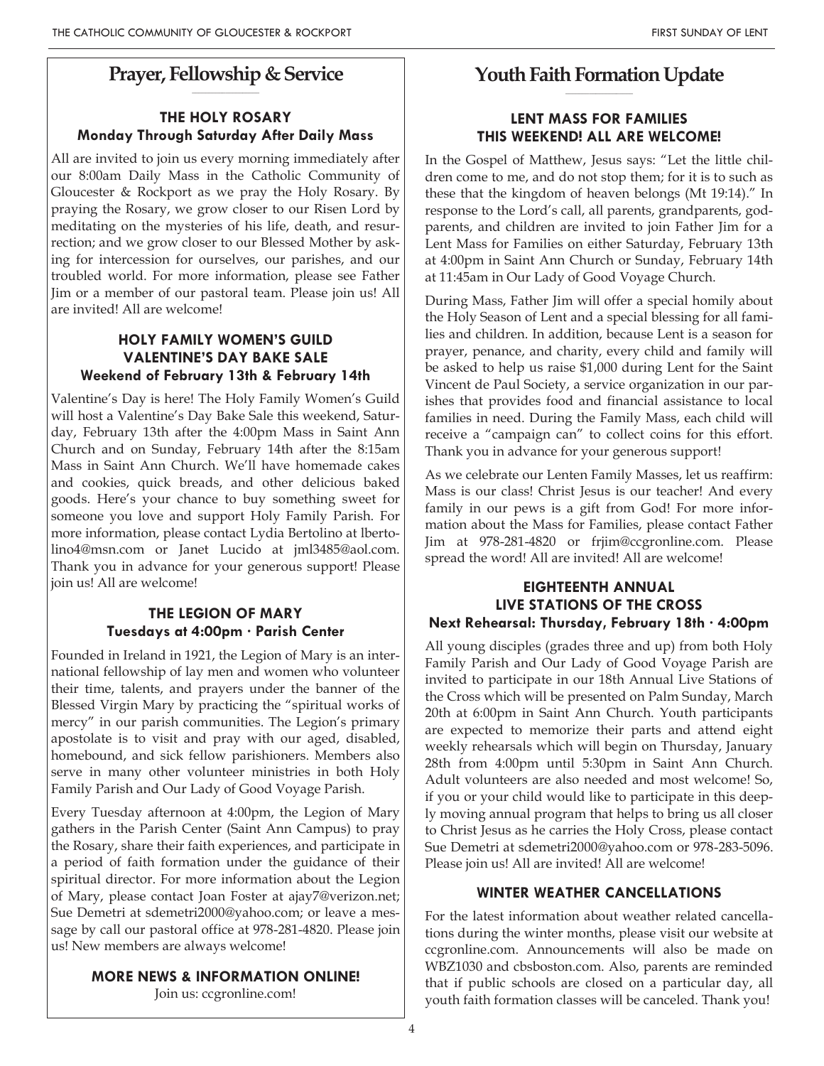## Prayer, Fellowship & Service

### THE HOLY ROSARY
**Monday Through Saturday After Daily Mass**

All are invited to join us every morning immediately after our 8:00am Daily Mass in the Catholic Community of Gloucester & Rockport as we pray the Holy Rosary. By praying the Rosary, we grow closer to our Risen Lord by meditating on the mysteries of his life, death, and resurrection; and we grow closer to our Blessed Mother by asking for intercession for ourselves, our parishes, and our troubled world. For more information, please see Father Jim or a member of our pastoral team. Please join us! All are invited! All are welcome!

### HOLY FAMILY WOMEN'S GUILD VALENTINE'S DAY BAKE SALE
**Weekend of February 13th & February 14th**

Valentine's Day is here! The Holy Family Women's Guild will host a Valentine's Day Bake Sale this weekend, Saturday, February 13th after the 4:00pm Mass in Saint Ann Church and on Sunday, February 14th after the 8:15am Mass in Saint Ann Church. We'll have homemade cakes and cookies, quick breads, and other delicious baked goods. Here's your chance to buy something sweet for someone you love and support Holy Family Parish. For more information, please contact Lydia Bertolino at lbertolino4@msn.com or Janet Lucido at jml3485@aol.com. Thank you in advance for your generous support! Please join us! All are welcome!

### THE LEGION OF MARY
**Tuesdays at 4:00pm · Parish Center**

Founded in Ireland in 1921, the Legion of Mary is an international fellowship of lay men and women who volunteer their time, talents, and prayers under the banner of the Blessed Virgin Mary by practicing the "spiritual works of mercy" in our parish communities. The Legion's primary apostolate is to visit and pray with our aged, disabled, homebound, and sick fellow parishioners. Members also serve in many other volunteer ministries in both Holy Family Parish and Our Lady of Good Voyage Parish.

Every Tuesday afternoon at 4:00pm, the Legion of Mary gathers in the Parish Center (Saint Ann Campus) to pray the Rosary, share their faith experiences, and participate in a period of faith formation under the guidance of their spiritual director. For more information about the Legion of Mary, please contact Joan Foster at ajay7@verizon.net; Sue Demetri at sdemetri2000@yahoo.com; or leave a message by call our pastoral office at 978-281-4820. Please join us! New members are always welcome!

### MORE NEWS & INFORMATION ONLINE!

Join us: ccgronline.com!

## Youth Faith Formation Update

### LENT MASS FOR FAMILIES THIS WEEKEND! ALL ARE WELCOME!

In the Gospel of Matthew, Jesus says: "Let the little children come to me, and do not stop them; for it is to such as these that the kingdom of heaven belongs (Mt 19:14)." In response to the Lord's call, all parents, grandparents, godparents, and children are invited to join Father Jim for a Lent Mass for Families on either Saturday, February 13th at 4:00pm in Saint Ann Church or Sunday, February 14th at 11:45am in Our Lady of Good Voyage Church.

During Mass, Father Jim will offer a special homily about the Holy Season of Lent and a special blessing for all families and children. In addition, because Lent is a season for prayer, penance, and charity, every child and family will be asked to help us raise $1,000 during Lent for the Saint Vincent de Paul Society, a service organization in our parishes that provides food and financial assistance to local families in need. During the Family Mass, each child will receive a "campaign can" to collect coins for this effort. Thank you in advance for your generous support!

As we celebrate our Lenten Family Masses, let us reaffirm: Mass is our class! Christ Jesus is our teacher! And every family in our pews is a gift from God! For more information about the Mass for Families, please contact Father Jim at 978-281-4820 or frjim@ccgronline.com. Please spread the word! All are invited! All are welcome!

### EIGHTEENTH ANNUAL LIVE STATIONS OF THE CROSS
**Next Rehearsal: Thursday, February 18th · 4:00pm**

All young disciples (grades three and up) from both Holy Family Parish and Our Lady of Good Voyage Parish are invited to participate in our 18th Annual Live Stations of the Cross which will be presented on Palm Sunday, March 20th at 6:00pm in Saint Ann Church. Youth participants are expected to memorize their parts and attend eight weekly rehearsals which will begin on Thursday, January 28th from 4:00pm until 5:30pm in Saint Ann Church. Adult volunteers are also needed and most welcome! So, if you or your child would like to participate in this deeply moving annual program that helps to bring us all closer to Christ Jesus as he carries the Holy Cross, please contact Sue Demetri at sdemetri2000@yahoo.com or 978-283-5096. Please join us! All are invited! All are welcome!

### WINTER WEATHER CANCELLATIONS

For the latest information about weather related cancellations during the winter months, please visit our website at ccgronline.com. Announcements will also be made on WBZ1030 and cbsboston.com. Also, parents are reminded that if public schools are closed on a particular day, all youth faith formation classes will be canceled. Thank you!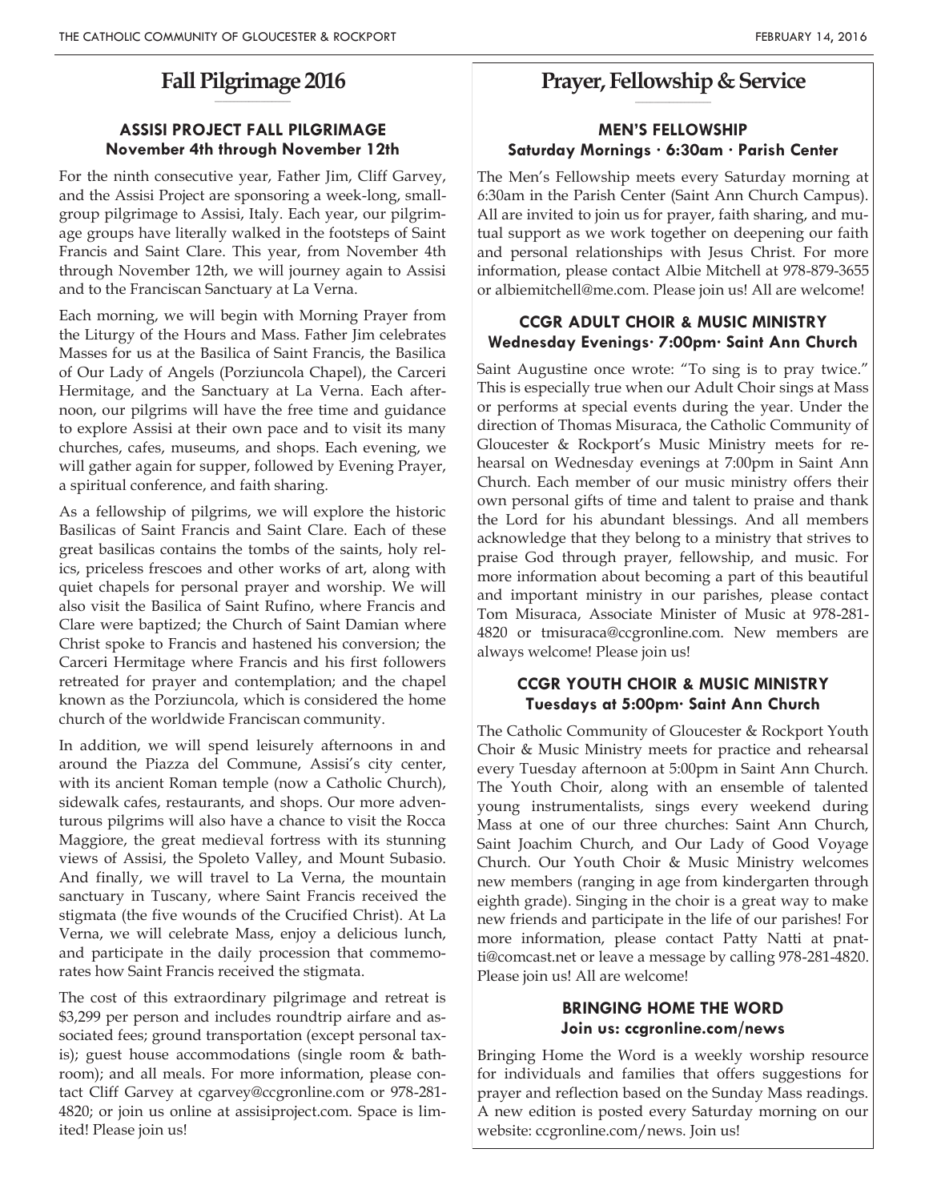## Fall Pilgrimage 2016

### ASSISI PROJECT FALL PILGRIMAGE
**November 4th through November 12th**

For the ninth consecutive year, Father Jim, Cliff Garvey, and the Assisi Project are sponsoring a week-long, small-group pilgrimage to Assisi, Italy. Each year, our pilgrimage groups have literally walked in the footsteps of Saint Francis and Saint Clare. This year, from November 4th through November 12th, we will journey again to Assisi and to the Franciscan Sanctuary at La Verna.

Each morning, we will begin with Morning Prayer from the Liturgy of the Hours and Mass. Father Jim celebrates Masses for us at the Basilica of Saint Francis, the Basilica of Our Lady of Angels (Porziuncola Chapel), the Carceri Hermitage, and the Sanctuary at La Verna. Each afternoon, our pilgrims will have the free time and guidance to explore Assisi at their own pace and to visit its many churches, cafes, museums, and shops. Each evening, we will gather again for supper, followed by Evening Prayer, a spiritual conference, and faith sharing.

As a fellowship of pilgrims, we will explore the historic Basilicas of Saint Francis and Saint Clare. Each of these great basilicas contains the tombs of the saints, holy relics, priceless frescoes and other works of art, along with quiet chapels for personal prayer and worship. We will also visit the Basilica of Saint Rufino, where Francis and Clare were baptized; the Church of Saint Damian where Christ spoke to Francis and hastened his conversion; the Carceri Hermitage where Francis and his first followers retreated for prayer and contemplation; and the chapel known as the Porziuncola, which is considered the home church of the worldwide Franciscan community.

In addition, we will spend leisurely afternoons in and around the Piazza del Commune, Assisi's city center, with its ancient Roman temple (now a Catholic Church), sidewalk cafes, restaurants, and shops. Our more adventurous pilgrims will also have a chance to visit the Rocca Maggiore, the great medieval fortress with its stunning views of Assisi, the Spoleto Valley, and Mount Subasio. And finally, we will travel to La Verna, the mountain sanctuary in Tuscany, where Saint Francis received the stigmata (the five wounds of the Crucified Christ). At La Verna, we will celebrate Mass, enjoy a delicious lunch, and participate in the daily procession that commemorates how Saint Francis received the stigmata.

The cost of this extraordinary pilgrimage and retreat is $3,299 per person and includes roundtrip airfare and associated fees; ground transportation (except personal taxis); guest house accommodations (single room & bathroom); and all meals. For more information, please contact Cliff Garvey at cgarvey@ccgronline.com or 978-281-4820; or join us online at assisiproject.com. Space is limited! Please join us!

## Prayer, Fellowship & Service

### MEN'S FELLOWSHIP
**Saturday Mornings · 6:30am · Parish Center**

The Men's Fellowship meets every Saturday morning at 6:30am in the Parish Center (Saint Ann Church Campus). All are invited to join us for prayer, faith sharing, and mutual support as we work together on deepening our faith and personal relationships with Jesus Christ. For more information, please contact Albie Mitchell at 978-879-3655 or albiemitchell@me.com. Please join us! All are welcome!

### CCGR ADULT CHOIR & MUSIC MINISTRY
**Wednesday Evenings· 7:00pm· Saint Ann Church**

Saint Augustine once wrote: "To sing is to pray twice." This is especially true when our Adult Choir sings at Mass or performs at special events during the year. Under the direction of Thomas Misuraca, the Catholic Community of Gloucester & Rockport's Music Ministry meets for rehearsal on Wednesday evenings at 7:00pm in Saint Ann Church. Each member of our music ministry offers their own personal gifts of time and talent to praise and thank the Lord for his abundant blessings. And all members acknowledge that they belong to a ministry that strives to praise God through prayer, fellowship, and music. For more information about becoming a part of this beautiful and important ministry in our parishes, please contact Tom Misuraca, Associate Minister of Music at 978-281-4820 or tmisuraca@ccgronline.com. New members are always welcome! Please join us!

### CCGR YOUTH CHOIR & MUSIC MINISTRY
**Tuesdays at 5:00pm· Saint Ann Church**

The Catholic Community of Gloucester & Rockport Youth Choir & Music Ministry meets for practice and rehearsal every Tuesday afternoon at 5:00pm in Saint Ann Church. The Youth Choir, along with an ensemble of talented young instrumentalists, sings every weekend during Mass at one of our three churches: Saint Ann Church, Saint Joachim Church, and Our Lady of Good Voyage Church. Our Youth Choir & Music Ministry welcomes new members (ranging in age from kindergarten through eighth grade). Singing in the choir is a great way to make new friends and participate in the life of our parishes! For more information, please contact Patty Natti at pnatti@comcast.net or leave a message by calling 978-281-4820. Please join us! All are welcome!

### BRINGING HOME THE WORD
**Join us: ccgronline.com/news**

Bringing Home the Word is a weekly worship resource for individuals and families that offers suggestions for prayer and reflection based on the Sunday Mass readings. A new edition is posted every Saturday morning on our website: ccgronline.com/news. Join us!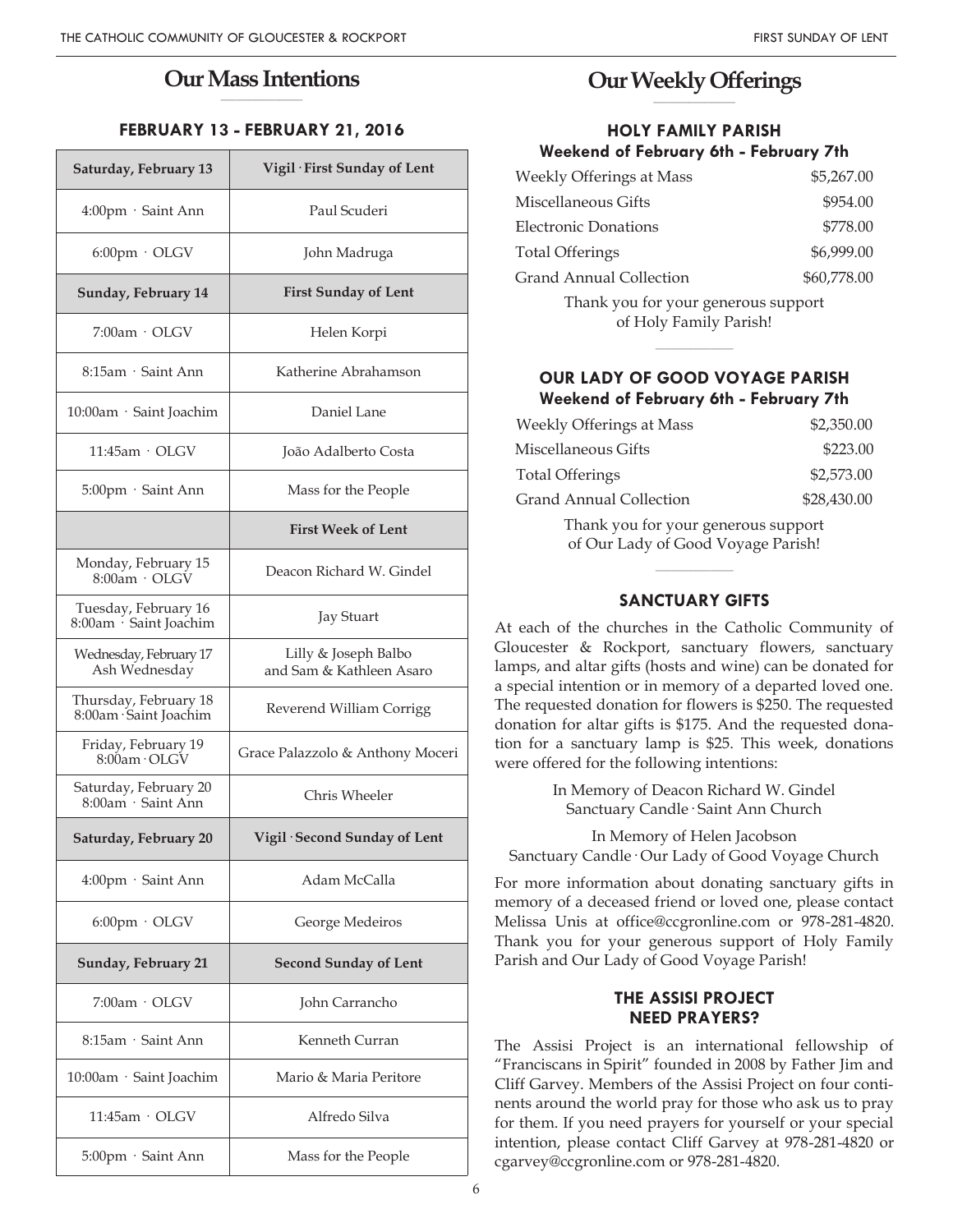## Our Mass Intentions

### FEBRUARY 13 - FEBRUARY 21, 2016

| Saturday, February 13 | Vigil · First Sunday of Lent |
|---|---|
| 4:00pm · Saint Ann | Paul Scuderi |
| 6:00pm · OLGV | John Madruga |
| **Sunday, February 14** | **First Sunday of Lent** |
| 7:00am · OLGV | Helen Korpi |
| 8:15am · Saint Ann | Katherine Abrahamson |
| 10:00am · Saint Joachim | Daniel Lane |
| 11:45am · OLGV | João Adalberto Costa |
| 5:00pm · Saint Ann | Mass for the People |
| | **First Week of Lent** |
| Monday, February 15 8:00am · OLGV | Deacon Richard W. Gindel |
| Tuesday, February 16 8:00am · Saint Joachim | Jay Stuart |
| Wednesday, February 17 Ash Wednesday | Lilly & Joseph Balbo and Sam & Kathleen Asaro |
| Thursday, February 18 8:00am · Saint Joachim | Reverend William Corrigg |
| Friday, February 19 8:00am · OLGV | Grace Palazzolo & Anthony Moceri |
| Saturday, February 20 8:00am · Saint Ann | Chris Wheeler |
| **Saturday, February 20** | **Vigil · Second Sunday of Lent** |
| 4:00pm · Saint Ann | Adam McCalla |
| 6:00pm · OLGV | George Medeiros |
| **Sunday, February 21** | **Second Sunday of Lent** |
| 7:00am · OLGV | John Carrancho |
| 8:15am · Saint Ann | Kenneth Curran |
| 10:00am · Saint Joachim | Mario & Maria Peritore |
| 11:45am · OLGV | Alfredo Silva |
| 5:00pm · Saint Ann | Mass for the People |

## Our Weekly Offerings

### HOLY FAMILY PARISH
**Weekend of February 6th - February 7th**

| | |
|---|---|
| Weekly Offerings at Mass | $5,267.00 |
| Miscellaneous Gifts | $954.00 |
| Electronic Donations | $778.00 |
| Total Offerings | $6,999.00 |
| Grand Annual Collection | $60,778.00 |

Thank you for your generous support of Holy Family Parish!

### OUR LADY OF GOOD VOYAGE PARISH
**Weekend of February 6th - February 7th**

| | |
|---|---|
| Weekly Offerings at Mass | $2,350.00 |
| Miscellaneous Gifts | $223.00 |
| Total Offerings | $2,573.00 |
| Grand Annual Collection | $28,430.00 |

Thank you for your generous support of Our Lady of Good Voyage Parish!

### SANCTUARY GIFTS

At each of the churches in the Catholic Community of Gloucester & Rockport, sanctuary flowers, sanctuary lamps, and altar gifts (hosts and wine) can be donated for a special intention or in memory of a departed loved one. The requested donation for flowers is $250. The requested donation for altar gifts is $175. And the requested donation for a sanctuary lamp is $25. This week, donations were offered for the following intentions:

In Memory of Deacon Richard W. Gindel
Sanctuary Candle · Saint Ann Church

In Memory of Helen Jacobson
Sanctuary Candle · Our Lady of Good Voyage Church

For more information about donating sanctuary gifts in memory of a deceased friend or loved one, please contact Melissa Unis at office@ccgronline.com or 978-281-4820. Thank you for your generous support of Holy Family Parish and Our Lady of Good Voyage Parish!

### THE ASSISI PROJECT
### NEED PRAYERS?

The Assisi Project is an international fellowship of "Franciscans in Spirit" founded in 2008 by Father Jim and Cliff Garvey. Members of the Assisi Project on four continents around the world pray for those who ask us to pray for them. If you need prayers for yourself or your special intention, please contact Cliff Garvey at 978-281-4820 or cgarvey@ccgronline.com or 978-281-4820.